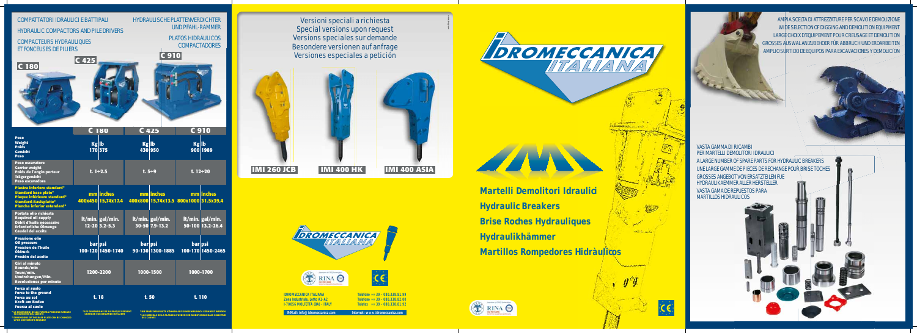COMPATTATORI IDRAULICI E BATTIPALI

HYDRAULIC COMPACTORS AND PILE DRIVERS

COMPACTEURS HYDRAULIQUES ET FONCEUSES DE PILIERS

HYDRAULISCHE PLATTENVERDICHTER UND PFAHL-RAMMER

PLATOS HIDRÁULICOS COMPACTADORES

C 180

C 425

C 910

| | C 180 | | C 425 | | C 910 | |
|---|---|---|---|---|---|---|
| Peso / Weight / Poids / Gewicht / Peso | Kg | lb | Kg | lb | Kg | lb |
| | 170 | 375 | 430 | 950 | 900 | 1989 |
| Peso escavatore / Carrier weight / Poids de l'engin porteur / Trägergewicht / Peso excavadora | t. 1÷2.5 | | t. 5÷9 | | t. 12÷20 | |
| Piastra inferiore standard* / Standard base plate* / Plaque inférieure standard* / Standard-Basisplatte* / Plancha inferior estandard* | mm | inches | mm | inches | mm | inches |
| | 400x450 | 15,74x17,4 | 400x800 | 15,74x13,5 | 800x1000 | 31,5x39,4 |
| Portata olio richiesta / Required oil supply / Débit d'huile nécessaire / Erforderliche Ölmenge / Caudal del aceite | lt/min. | gal/min. | lt/min. | gal/min. | lt/min. | gal/min. |
| | 12-20 | 3.2-5.3 | 30-50 | 7.9-13.2 | 50-100 | 13.2-26.4 |
| Pressione olio / Oil pressure / Pression de l'huile / Öldruck / Presión del aceite | bar | psi | bar | psi | bar | psi |
| | 100-120 | 1450-1740 | 90-130 | 1300-1885 | 100-170 | 1450-2465 |
| Giri al minuto / Rounds/min / Tours/min. / Umdrehungen/Min. / Revoluciones por minuto | 1200-2200 | | 1000-1500 | | 1000-1700 | |
| Forza al suolo / Force to the ground / Force au sol / Kraft am Boden / Fuerza al suelo | t. 18 | | t. 50 | | t. 110 | |

* LE DIMENSIONI DELLA PIASTRA POSSONO VARIARE SU RICHIESTA DEL CLIENTE
* DIMENSIONS OF THE BASE PLATE CAN BE CHANGED UPON CUSTOMER'S REQUEST
* LES DIMENSIONS DE LA PLAQUE PEUVENT CHANGER SUR DEMANDE DU CLIENT
* DIE MASSE DER PLATTE KÖNNEN AUF KUNDENWUNSCH GEÄNDERT WERDEN
* LAS MEDIDAS DE LA PLANCHA PUEDEN SER MODIFICADAS BAJO SOLICITUD DEL CLIENTE

Versioni speciali a richiesta
Special versions upon request
Versions speciales sur demande
Besondere versionen auf anfrage
Versiones especiales a petición

IMI 260 JCB

IMI 400 HK

IMI 400 ASIA

IDROMECCANICA ITALIANA

IDROMECCANICA ITALIANA
Zona Industriale, Lotto A1-A2
I-70056 MOLFETTA (BA) - ITALY

Telefono ++ 39 - 080.338.81.99
Telefono ++ 39 - 080.338.82.00
Telefax ++ 39 - 080.338.81.92

E-Mail: info@idromeccanica.com
Internet: www.idromeccanica.com

IDROMECCANICA ITALIANA

IMI

**Martelli Demolitori Idraulici**

**Hydraulic Breakers**

**Brise Roches Hydrauliques**

**Hydraulikhämmer**

**Martillos Rompedores Hidràulicos**

AMPIA SCELTA DI ATTREZZATURE PER SCAVO E DEMOLIZIONE
WIDE SELECTION OF DIGGING AND DEMOLITION EQUIPMENT
LARGE CHOIX D'EQUIPEMENT POUR CREUSAGE ET DEMOLITION
GROSSES AUSWAL AN ZUBEHOER FÜR ABBRUCH UND ERDARBEITEN
AMPLIO SURTIDO DE EQUIPOS PARA EXCAVACIONES Y DEMOLICION

VASTA GAMMA DI RICAMBI PER MARTELLI DEMOLITORI IDRAULICI
A LARGE NUMBER OF SPARE PARTS FOR HYDRAULIC BREAKERS
UNE LARGE GAMME DE PIECES DE RECHANGE POUR BRISE TOCHES
GROSSES ANGEBOT VON ERSATZTEILEN FUE HYDRAULIKAEMMER ALLER HERSTELLER
VASTA GAMA DE REPUESTOS PARA MARTILLOS HIDRAULICOS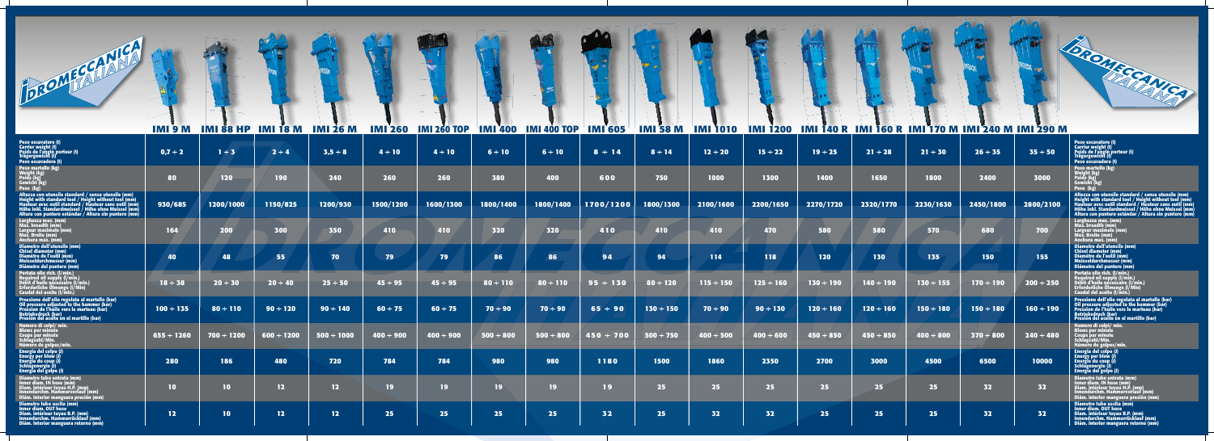| | IMI 9 M | IMI 88 HP | IMI 18 M | IMI 26 M | IMI 260 | IMI 260 TOP | IMI 400 | IMI 400 TOP | IMI 605 | IMI 58 M | IMI 1010 | IMI 1200 | IMI 140 R | IMI 160 R | IMI 170 M | IMI 240 M | IMI 290 M | |
|---|---|---|---|---|---|---|---|---|---|---|---|---|---|---|---|---|---|---|
| Peso escavatore (t)<br>Carrier weight (t)<br>Poids de l'engin porteur (t)<br>Trägergewicht (t)<br>Peso excavadora (t) | 0,7 ÷ 2 | 1 ÷ 3 | 2 ÷ 4 | 3,5 ÷ 8 | 4 ÷ 10 | 4 ÷ 10 | 6 ÷ 10 | 6 ÷ 10 | 8 ÷ 14 | 8 ÷ 14 | 12 ÷ 20 | 15 ÷ 22 | 19 ÷ 25 | 21 ÷ 28 | 21 ÷ 30 | 26 ÷ 35 | 35 ÷ 50 | Peso escavatore (t)<br>Carrier weight (t)<br>Poids de l'engin porteur (t)<br>Trägergewicht (t)<br>Peso excavadora (t) |
| Peso martello (kg)<br>Weight (kg)<br>Poids (kg)<br>Gewicht (kg)<br>Peso (kg) | 80 | 120 | 190 | 240 | 260 | 260 | 380 | 400 | 600 | 750 | 1000 | 1300 | 1400 | 1650 | 1800 | 2400 | 3000 | Peso martello (kg)<br>Weight (kg)<br>Poids (kg)<br>Gewicht (kg)<br>Peso (kg) |
| Altezza con utensile standard / senza utensile (mm)<br>Height with standard tool / Height without tool (mm)<br>Hauteur avec outil standard / Hauteur sans outil (mm)<br>Höhe inkl. Standardmeissel / Höhe ohne Meissel (mm)<br>Altura con puntero estándar / Altura sin puntero (mm) | 930/685 | 1200/1000 | 1150/825 | 1200/930 | 1500/1200 | 1600/1300 | 1800/1400 | 1800/1400 | 1700/1200 | 1800/1300 | 2100/1600 | 2200/1650 | 2270/1720 | 2320/1770 | 2230/1630 | 2450/1800 | 2800/2100 | Altezza con utensile standard / senza utensile (mm)<br>Height with standard tool / Height without tool (mm)<br>Hauteur avec outil standard / Hauteur sans outil (mm)<br>Höhe inkl. Standardmeissel / Höhe ohne Meissel (mm)<br>Altura con puntero estándar / Altura sin puntero (mm) |
| Larghezza max. (mm)<br>Max. breadth (mm)<br>Largeur maximale (mm)<br>Max. Breite (mm)<br>Anchura max. (mm) | 164 | 200 | 300 | 350 | 410 | 410 | 320 | 320 | 410 | 410 | 410 | 470 | 580 | 580 | 570 | 680 | 700 | Larghezza max. (mm)<br>Max. breadth (mm)<br>Largeur maximale (mm)<br>Max. Breite (mm)<br>Anchura max. (mm) |
| Diametro dell'utensile (mm)<br>Chisel diameter (mm)<br>Diamètre de l'outil (mm)<br>Meisseldurchmesser (mm)<br>Diámetro del puntero (mm) | 40 | 48 | 55 | 70 | 79 | 79 | 86 | 86 | 94 | 94 | 114 | 118 | 120 | 130 | 135 | 150 | 155 | Diametro dell'utensile (mm)<br>Chisel diameter (mm)<br>Diamètre de l'outil (mm)<br>Meisseldurchmesser (mm)<br>Diámetro del puntero (mm) |
| Portata olio rich. (l/min.)<br>Required oil supply (l/min.)<br>Débit d'huile nécessaire (l/min.)<br>Erforderliche Ölmenge (l/Min)<br>Caudal del aceite (l/min.) | 18 ÷ 38 | 20 ÷ 30 | 20 ÷ 40 | 25 ÷ 50 | 45 ÷ 95 | 45 ÷ 95 | 80 ÷ 110 | 80 ÷ 110 | 95 ÷ 130 | 80 ÷ 120 | 115 ÷ 150 | 125 ÷ 160 | 130 ÷ 190 | 140 ÷ 190 | 130 ÷ 155 | 170 ÷ 190 | 200 ÷ 250 | Portata olio rich. (l/min.)<br>Required oil supply (l/min.)<br>Débit d'huile nécessaire (l/min.)<br>Erforderliche Ölmenge (l/Min)<br>Caudal del aceite (l/min.) |
| Pressione dell'olio regolata al martello (bar)<br>Oil pressure adjusted to the hammer (bar)<br>Pression de l'huile vers le marteau (bar)<br>Betriebsdruck (bar)<br>Presión del aceite en el martillo (bar) | 100 ÷ 135 | 80 ÷ 110 | 90 ÷ 120 | 90 ÷ 140 | 60 ÷ 75 | 60 ÷ 75 | 70 ÷ 90 | 70 ÷ 90 | 65 ÷ 90 | 130 ÷ 150 | 70 ÷ 90 | 90 ÷ 130 | 120 ÷ 160 | 120 ÷ 160 | 150 ÷ 180 | 150 ÷ 180 | 160 ÷ 190 | Pressione dell'olio regolata al martello (bar)<br>Oil pressure adjusted to the hammer (bar)<br>Pression de l'huile vers le marteau (bar)<br>Betriebsdruck (bar)<br>Presión del aceite en el martillo (bar) |
| Numero di colpi/ min.<br>Blows per minute<br>Coups par minute<br>Schlagzahl/Min.<br>Número de golpes/min. | 655 ÷ 1260 | 700 ÷ 1200 | 600 ÷ 1200 | 500 ÷ 1000 | 400 ÷ 900 | 400 ÷ 900 | 500 ÷ 800 | 500 ÷ 800 | 450 ÷ 700 | 500 ÷ 750 | 400 ÷ 500 | 400 ÷ 600 | 450 ÷ 850 | 450 ÷ 850 | 400 ÷ 800 | 370 ÷ 800 | 240 ÷ 480 | Numero di colpi/ min.<br>Blows per minute<br>Coups par minute<br>Schlagzahl/Min.<br>Número de golpes/min. |
| Energia del colpo (J)<br>Energy per blow (J)<br>Energie du coup (J)<br>Schlagenergie (J)<br>Energía del golpe (J) | 280 | 186 | 480 | 720 | 784 | 784 | 980 | 980 | 1180 | 1500 | 1860 | 2350 | 2700 | 3000 | 4500 | 6500 | 10000 | Energia del colpo (J)<br>Energy per blow (J)<br>Energie du coup (J)<br>Schlagenergie (J)<br>Energía del golpe (J) |
| Diametro tubo entrata (mm)<br>Inner diam. IN hose (mm)<br>Diam. intérieur tuyau H.P. (mm)<br>Innendurchm. Hammervorlauf (mm)<br>Diám. interior manguera presión (mm) | 10 | 10 | 12 | 12 | 19 | 19 | 19 | 19 | 19 | 25 | 25 | 25 | 25 | 25 | 25 | 32 | 32 | Diametro tubo entrata (mm)<br>Inner diam. IN hose (mm)<br>Diam. intérieur tuyau H.P. (mm)<br>Innendurchm. Hammervorlauf (mm)<br>Diám. interior manguera presión (mm) |
| Diametro tubo uscita (mm)<br>Inner diam. OUT hose<br>Diam. intérieur tuyau B.P. (mm)<br>Innendurchm. Hammerrücklauf (mm)<br>Diám. interior manguera retorno (mm) | 12 | 10 | 12 | 12 | 25 | 25 | 25 | 25 | 32 | 25 | 32 | 32 | 25 | 25 | 25 | 32 | 32 | Diametro tubo uscita (mm)<br>Inner diam. OUT hose<br>Diam. intérieur tuyau B.P. (mm)<br>Innendurchm. Hammerrücklauf (mm)<br>Diám. interior manguera retorno (mm) |